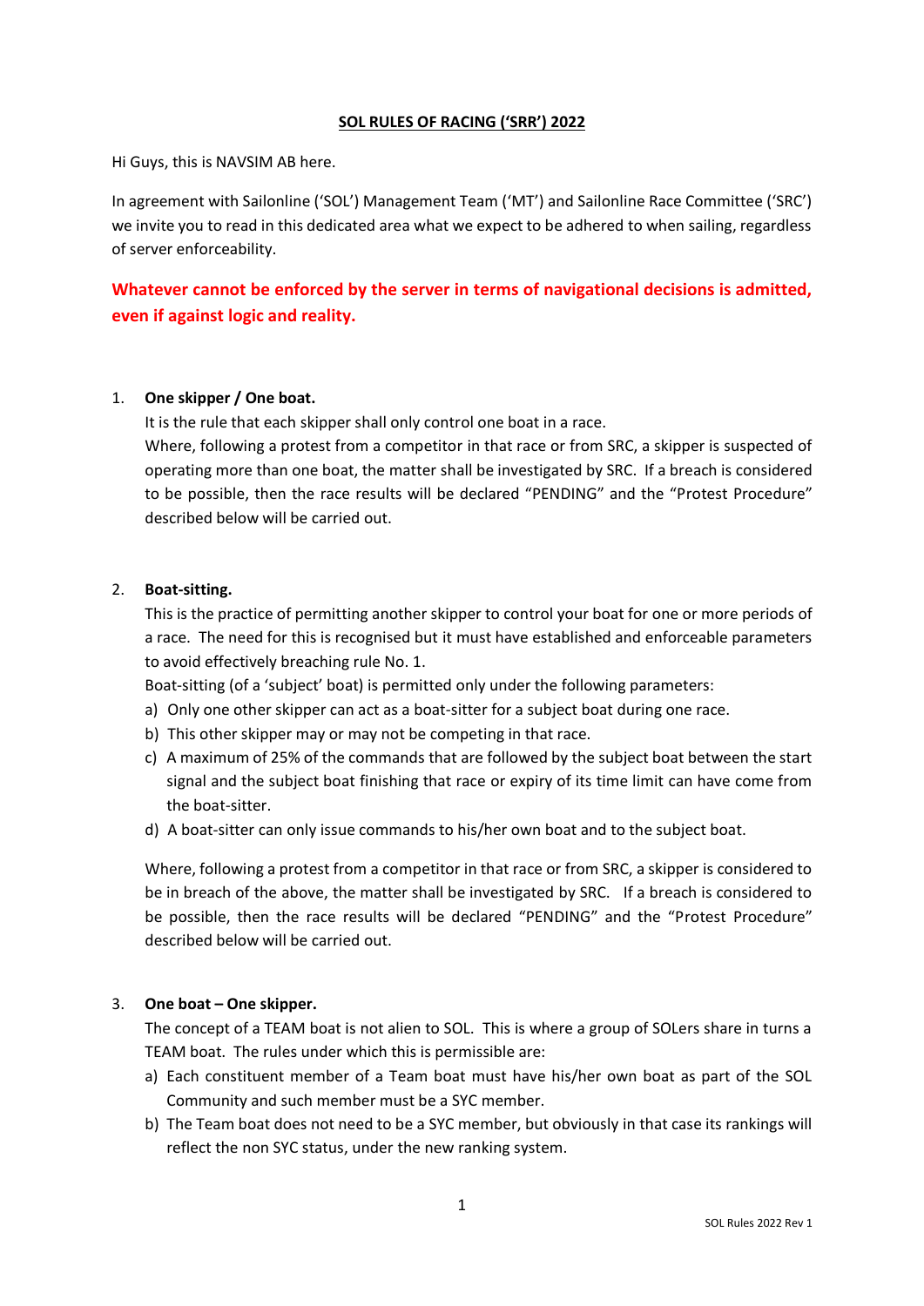# SOL RULES OF RACING ('SRR') 2022

Hi Guys, this is NAVSIM AB here.

In agreement with Sailonline ('SOL') Management Team ('MT') and Sailonline Race Committee ('SRC') we invite you to read in this dedicated area what we expect to be adhered to when sailing, regardless of server enforceability.

**Whatever cannot be enforced by the server in terms of navigational decisions is admitted, even if against logic and reality.**

1. **One skipper / One boat.**

   It is the rule that each skipper shall only control one boat in a race.

   Where, following a protest from a competitor in that race or from SRC, a skipper is suspected of operating more than one boat, the matter shall be investigated by SRC. If a breach is considered to be possible, then the race results will be declared "PENDING" and the "Protest Procedure" described below will be carried out.

2. **Boat-sitting.**

   This is the practice of permitting another skipper to control your boat for one or more periods of a race. The need for this is recognised but it must have established and enforceable parameters to avoid effectively breaching rule No. 1.

   Boat-sitting (of a 'subject' boat) is permitted only under the following parameters:

   a) Only one other skipper can act as a boat-sitter for a subject boat during one race.
   b) This other skipper may or may not be competing in that race.
   c) A maximum of 25% of the commands that are followed by the subject boat between the start signal and the subject boat finishing that race or expiry of its time limit can have come from the boat-sitter.
   d) A boat-sitter can only issue commands to his/her own boat and to the subject boat.

   Where, following a protest from a competitor in that race or from SRC, a skipper is considered to be in breach of the above, the matter shall be investigated by SRC. If a breach is considered to be possible, then the race results will be declared "PENDING" and the "Protest Procedure" described below will be carried out.

3. **One boat – One skipper.**

   The concept of a TEAM boat is not alien to SOL. This is where a group of SOLers share in turns a TEAM boat. The rules under which this is permissible are:

   a) Each constituent member of a Team boat must have his/her own boat as part of the SOL Community and such member must be a SYC member.
   b) The Team boat does not need to be a SYC member, but obviously in that case its rankings will reflect the non SYC status, under the new ranking system.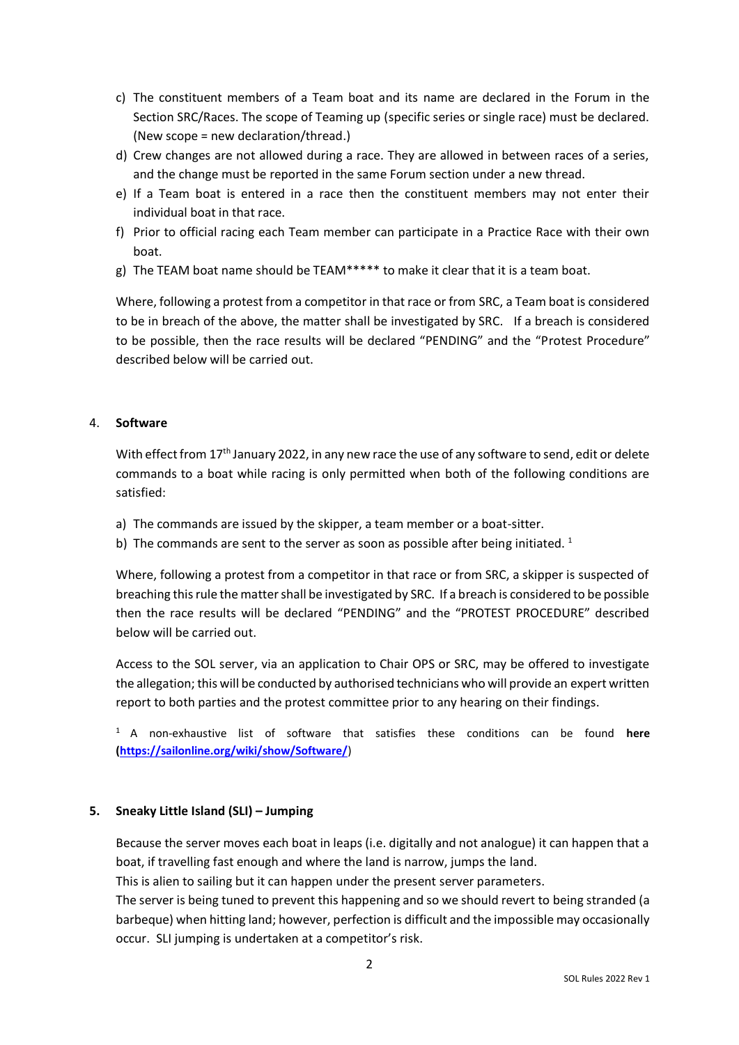c) The constituent members of a Team boat and its name are declared in the Forum in the Section SRC/Races. The scope of Teaming up (specific series or single race) must be declared. (New scope = new declaration/thread.)
d) Crew changes are not allowed during a race. They are allowed in between races of a series, and the change must be reported in the same Forum section under a new thread.
e) If a Team boat is entered in a race then the constituent members may not enter their individual boat in that race.
f) Prior to official racing each Team member can participate in a Practice Race with their own boat.
g) The TEAM boat name should be TEAM***** to make it clear that it is a team boat.

Where, following a protest from a competitor in that race or from SRC, a Team boat is considered to be in breach of the above, the matter shall be investigated by SRC. If a breach is considered to be possible, then the race results will be declared "PENDING" and the "Protest Procedure" described below will be carried out.

## 4. **Software**

With effect from 17th January 2022, in any new race the use of any software to send, edit or delete commands to a boat while racing is only permitted when both of the following conditions are satisfied:

a) The commands are issued by the skipper, a team member or a boat-sitter.
b) The commands are sent to the server as soon as possible after being initiated. [1]

Where, following a protest from a competitor in that race or from SRC, a skipper is suspected of breaching this rule the matter shall be investigated by SRC. If a breach is considered to be possible then the race results will be declared "PENDING" and the "PROTEST PROCEDURE" described below will be carried out.

Access to the SOL server, via an application to Chair OPS or SRC, may be offered to investigate the allegation; this will be conducted by authorised technicians who will provide an expert written report to both parties and the protest committee prior to any hearing on their findings.

[1] A non-exhaustive list of software that satisfies these conditions can be found **here** (https://sailonline.org/wiki/show/Software/)

## 5. **Sneaky Little Island (SLI) – Jumping**

Because the server moves each boat in leaps (i.e. digitally and not analogue) it can happen that a boat, if travelling fast enough and where the land is narrow, jumps the land.
This is alien to sailing but it can happen under the present server parameters.
The server is being tuned to prevent this happening and so we should revert to being stranded (a barbeque) when hitting land; however, perfection is difficult and the impossible may occasionally occur. SLI jumping is undertaken at a competitor's risk.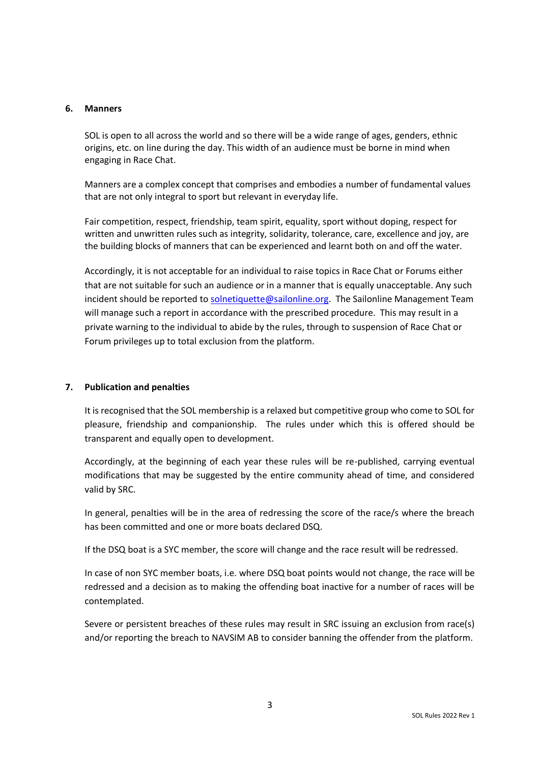## 6. Manners

SOL is open to all across the world and so there will be a wide range of ages, genders, ethnic origins, etc. on line during the day. This width of an audience must be borne in mind when engaging in Race Chat.

Manners are a complex concept that comprises and embodies a number of fundamental values that are not only integral to sport but relevant in everyday life.

Fair competition, respect, friendship, team spirit, equality, sport without doping, respect for written and unwritten rules such as integrity, solidarity, tolerance, care, excellence and joy, are the building blocks of manners that can be experienced and learnt both on and off the water.

Accordingly, it is not acceptable for an individual to raise topics in Race Chat or Forums either that are not suitable for such an audience or in a manner that is equally unacceptable. Any such incident should be reported to [solnetiquette@sailonline.org](mailto:solnetiquette@sailonline.org). The Sailonline Management Team will manage such a report in accordance with the prescribed procedure. This may result in a private warning to the individual to abide by the rules, through to suspension of Race Chat or Forum privileges up to total exclusion from the platform.

## 7. Publication and penalties

It is recognised that the SOL membership is a relaxed but competitive group who come to SOL for pleasure, friendship and companionship. The rules under which this is offered should be transparent and equally open to development.

Accordingly, at the beginning of each year these rules will be re-published, carrying eventual modifications that may be suggested by the entire community ahead of time, and considered valid by SRC.

In general, penalties will be in the area of redressing the score of the race/s where the breach has been committed and one or more boats declared DSQ.

If the DSQ boat is a SYC member, the score will change and the race result will be redressed.

In case of non SYC member boats, i.e. where DSQ boat points would not change, the race will be redressed and a decision as to making the offending boat inactive for a number of races will be contemplated.

Severe or persistent breaches of these rules may result in SRC issuing an exclusion from race(s) and/or reporting the breach to NAVSIM AB to consider banning the offender from the platform.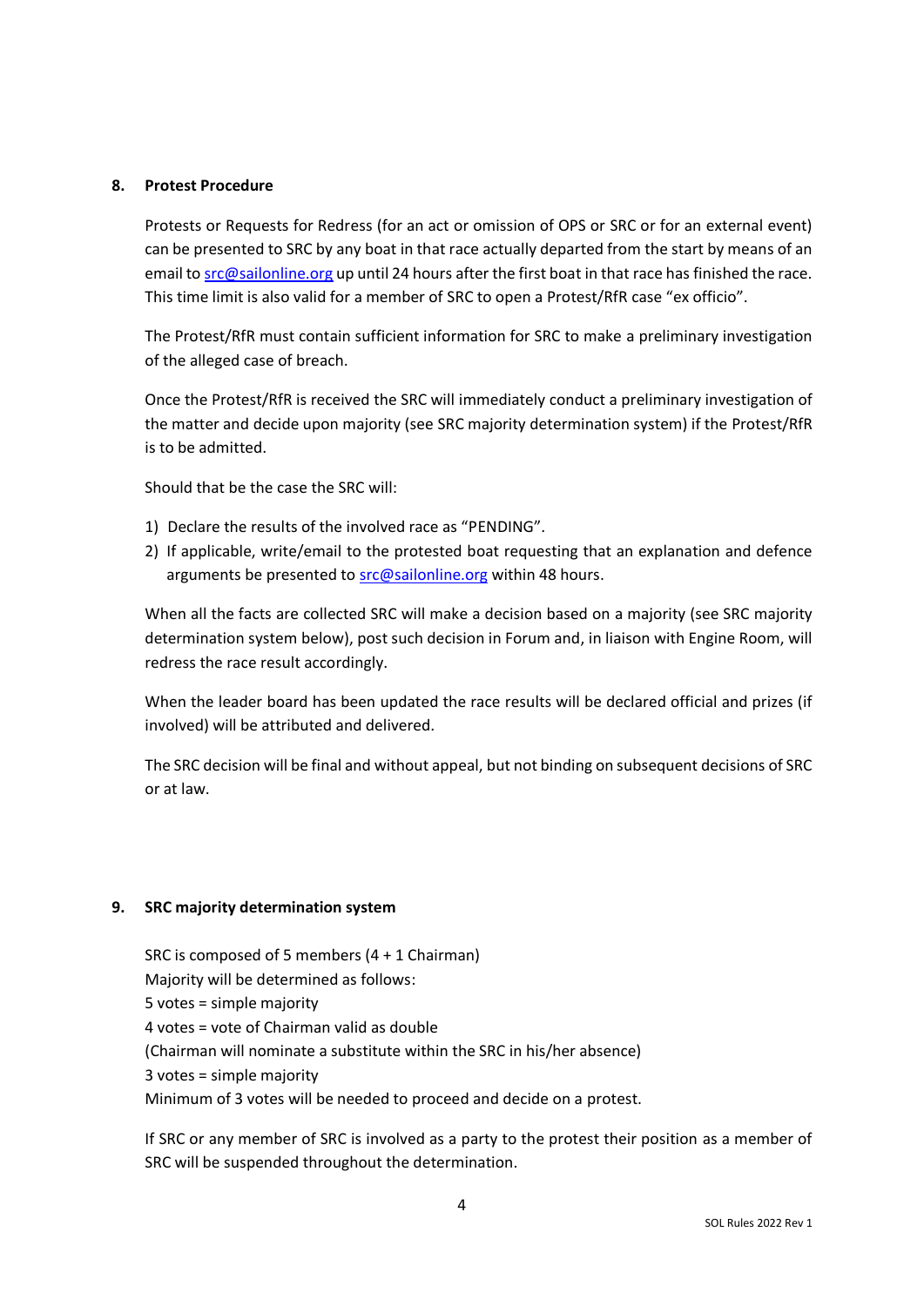## 8. Protest Procedure

Protests or Requests for Redress (for an act or omission of OPS or SRC or for an external event) can be presented to SRC by any boat in that race actually departed from the start by means of an email to [src@sailonline.org](mailto:src@sailonline.org) up until 24 hours after the first boat in that race has finished the race. This time limit is also valid for a member of SRC to open a Protest/RfR case "ex officio".

The Protest/RfR must contain sufficient information for SRC to make a preliminary investigation of the alleged case of breach.

Once the Protest/RfR is received the SRC will immediately conduct a preliminary investigation of the matter and decide upon majority (see SRC majority determination system) if the Protest/RfR is to be admitted.

Should that be the case the SRC will:

1) Declare the results of the involved race as "PENDING".
2) If applicable, write/email to the protested boat requesting that an explanation and defence arguments be presented to [src@sailonline.org](mailto:src@sailonline.org) within 48 hours.

When all the facts are collected SRC will make a decision based on a majority (see SRC majority determination system below), post such decision in Forum and, in liaison with Engine Room, will redress the race result accordingly.

When the leader board has been updated the race results will be declared official and prizes (if involved) will be attributed and delivered.

The SRC decision will be final and without appeal, but not binding on subsequent decisions of SRC or at law.

## 9. SRC majority determination system

SRC is composed of 5 members (4 + 1 Chairman)
Majority will be determined as follows:
5 votes = simple majority
4 votes = vote of Chairman valid as double
(Chairman will nominate a substitute within the SRC in his/her absence)
3 votes = simple majority
Minimum of 3 votes will be needed to proceed and decide on a protest.

If SRC or any member of SRC is involved as a party to the protest their position as a member of SRC will be suspended throughout the determination.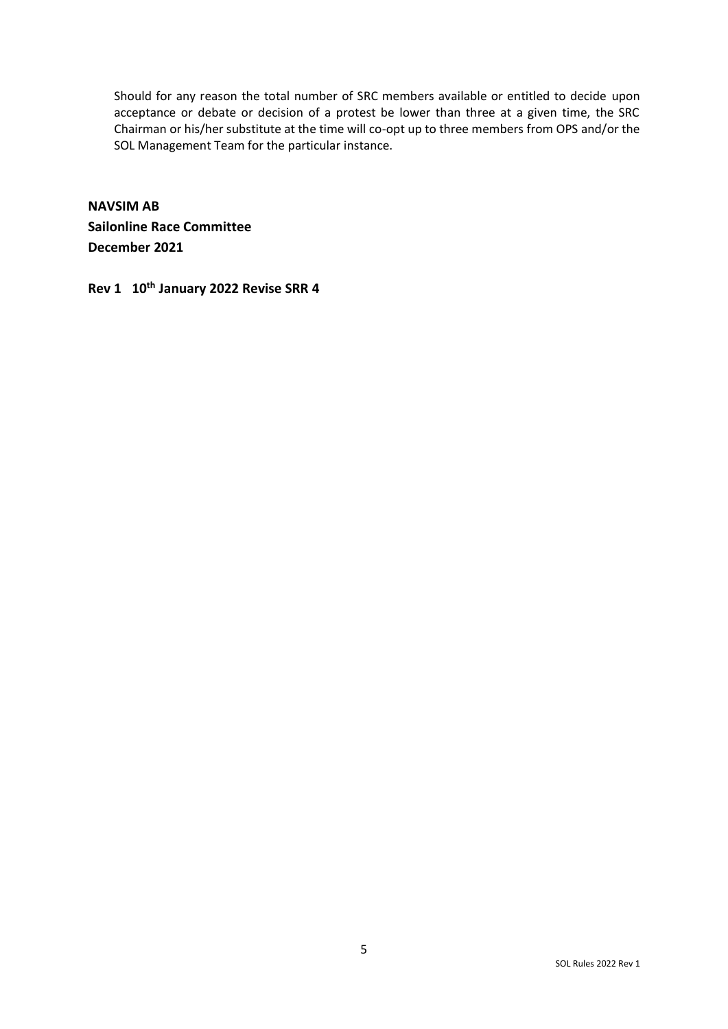Should for any reason the total number of SRC members available or entitled to decide upon acceptance or debate or decision of a protest be lower than three at a given time, the SRC Chairman or his/her substitute at the time will co-opt up to three members from OPS and/or the SOL Management Team for the particular instance.

**NAVSIM AB**
**Sailonline Race Committee**
**December 2021**

**Rev 1   10th January 2022 Revise SRR 4**